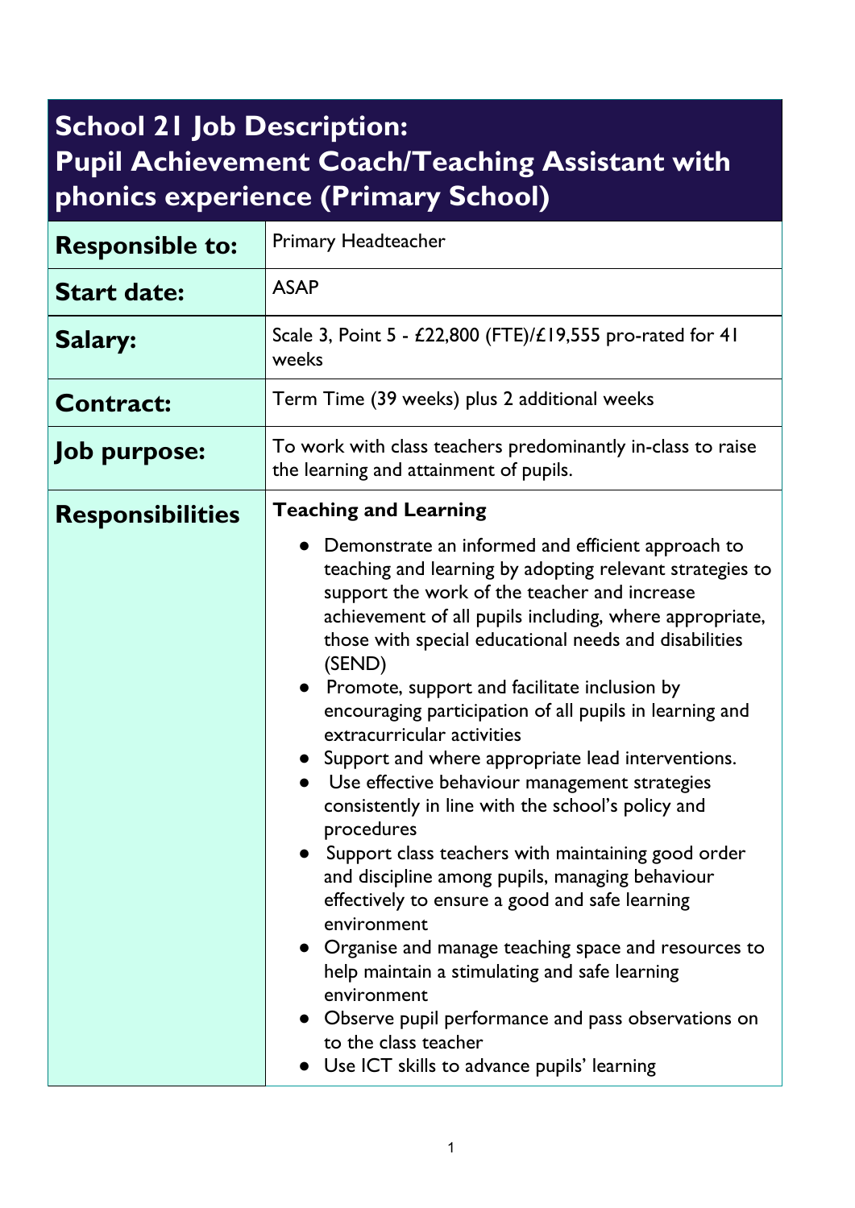# School 21 Job Description:
# Pupil Achievement Coach/Teaching Assistant with phonics experience (Primary School)

| | |
|---|---|
| **Responsible to:** | Primary Headteacher |
| **Start date:** | ASAP |
| **Salary:** | Scale 3, Point 5 - £22,800 (FTE)/£19,555 pro-rated for 41 weeks |
| **Contract:** | Term Time (39 weeks) plus 2 additional weeks |
| **Job purpose:** | To work with class teachers predominantly in-class to raise the learning and attainment of pupils. |
| **Responsibilities** | **Teaching and Learning**<br>• Demonstrate an informed and efficient approach to teaching and learning by adopting relevant strategies to support the work of the teacher and increase achievement of all pupils including, where appropriate, those with special educational needs and disabilities (SEND)<br>• Promote, support and facilitate inclusion by encouraging participation of all pupils in learning and extracurricular activities<br>• Support and where appropriate lead interventions.<br>• Use effective behaviour management strategies consistently in line with the school's policy and procedures<br>• Support class teachers with maintaining good order and discipline among pupils, managing behaviour effectively to ensure a good and safe learning environment<br>• Organise and manage teaching space and resources to help maintain a stimulating and safe learning environment<br>• Observe pupil performance and pass observations on to the class teacher<br>• Use ICT skills to advance pupils' learning |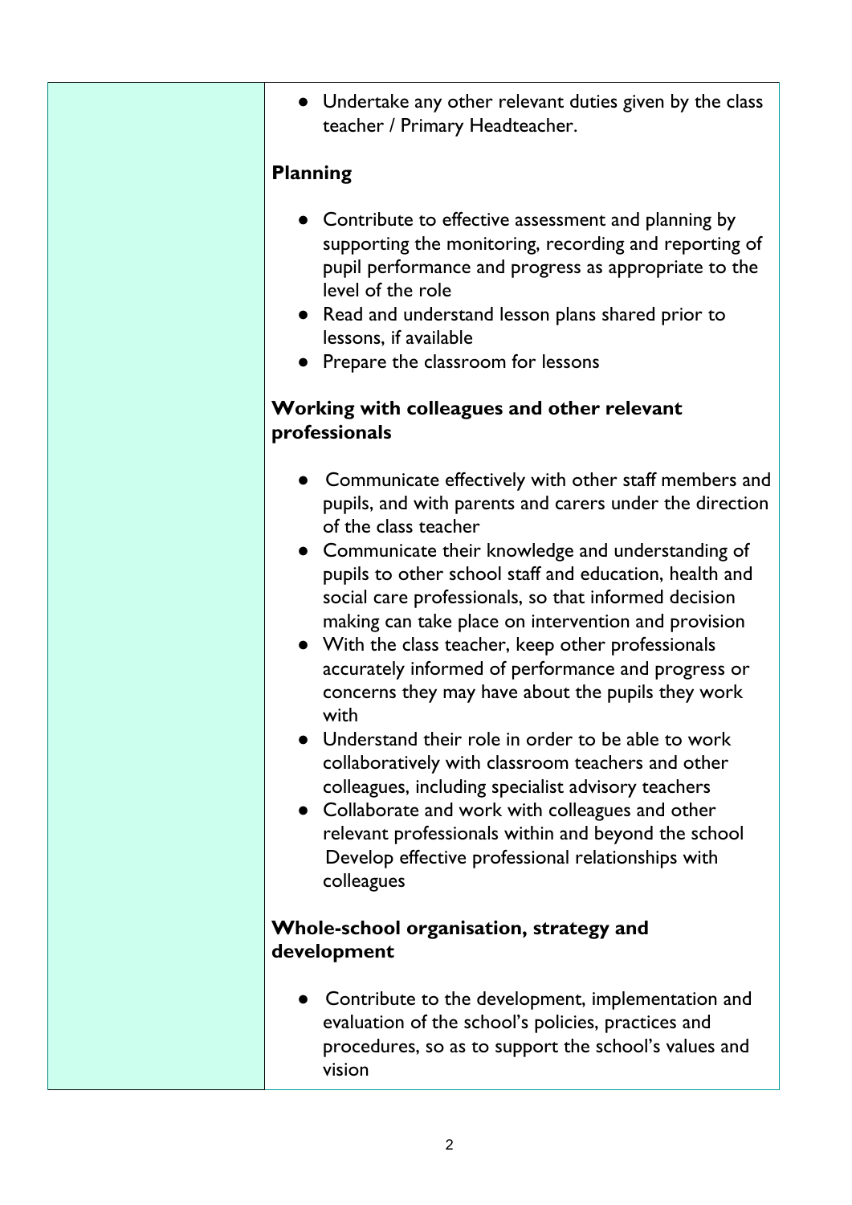| | |
|---|---|
| | • Undertake any other relevant duties given by the class teacher / Primary Headteacher.<br><br>**Planning**<br><br>• Contribute to effective assessment and planning by supporting the monitoring, recording and reporting of pupil performance and progress as appropriate to the level of the role<br>• Read and understand lesson plans shared prior to lessons, if available<br>• Prepare the classroom for lessons<br><br>**Working with colleagues and other relevant professionals**<br><br>• Communicate effectively with other staff members and pupils, and with parents and carers under the direction of the class teacher<br>• Communicate their knowledge and understanding of pupils to other school staff and education, health and social care professionals, so that informed decision making can take place on intervention and provision<br>• With the class teacher, keep other professionals accurately informed of performance and progress or concerns they may have about the pupils they work with<br>• Understand their role in order to be able to work collaboratively with classroom teachers and other colleagues, including specialist advisory teachers<br>• Collaborate and work with colleagues and other relevant professionals within and beyond the school Develop effective professional relationships with colleagues<br><br>**Whole-school organisation, strategy and development**<br><br>• Contribute to the development, implementation and evaluation of the school's policies, practices and procedures, so as to support the school's values and vision |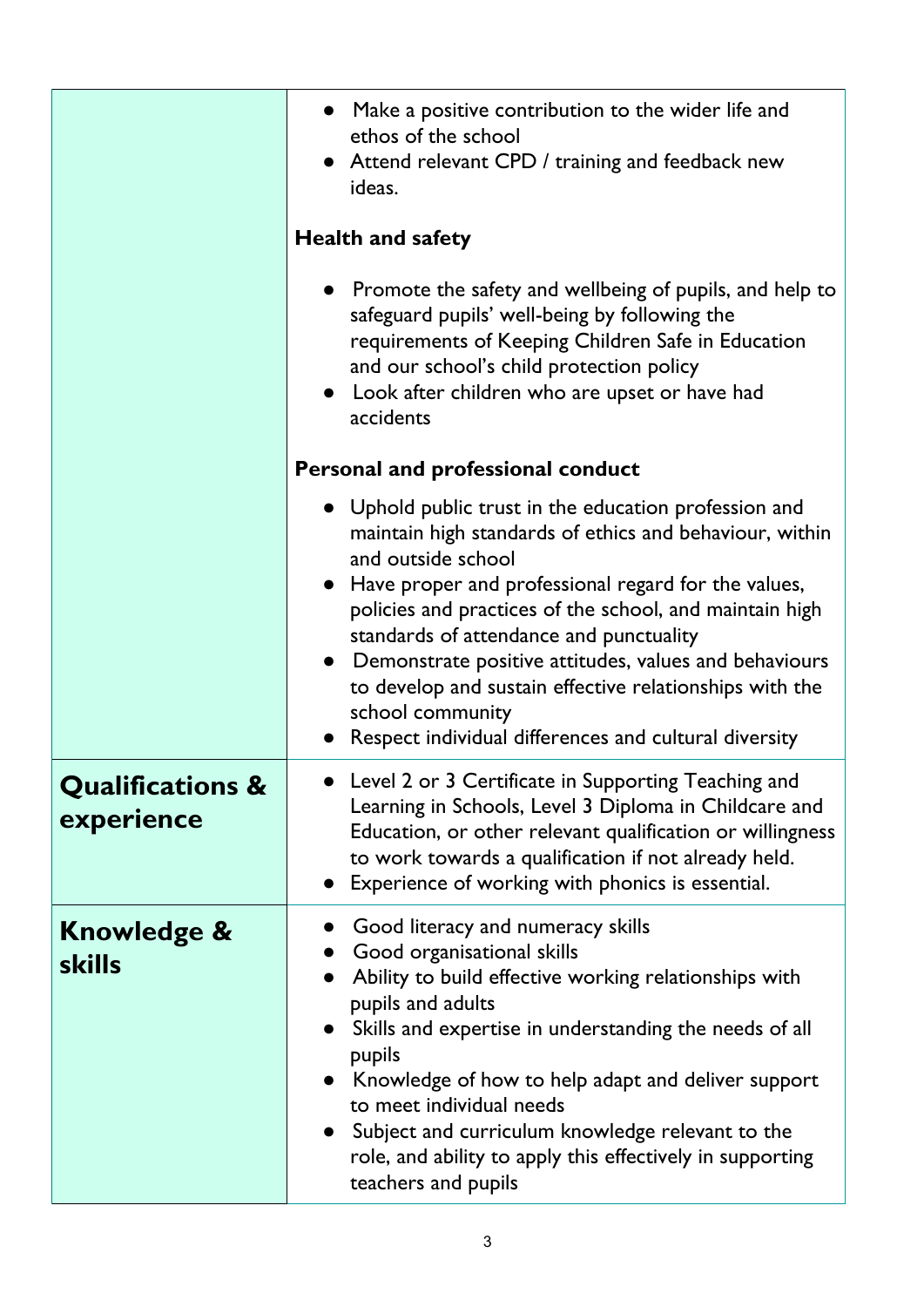| | |
|---|---|
| | • Make a positive contribution to the wider life and ethos of the school<br>• Attend relevant CPD / training and feedback new ideas.<br><br>**Health and safety**<br><br>• Promote the safety and wellbeing of pupils, and help to safeguard pupils' well-being by following the requirements of Keeping Children Safe in Education and our school's child protection policy<br>• Look after children who are upset or have had accidents<br><br>**Personal and professional conduct**<br><br>• Uphold public trust in the education profession and maintain high standards of ethics and behaviour, within and outside school<br>• Have proper and professional regard for the values, policies and practices of the school, and maintain high standards of attendance and punctuality<br>• Demonstrate positive attitudes, values and behaviours to develop and sustain effective relationships with the school community<br>• Respect individual differences and cultural diversity |
| **Qualifications & experience** | • Level 2 or 3 Certificate in Supporting Teaching and Learning in Schools, Level 3 Diploma in Childcare and Education, or other relevant qualification or willingness to work towards a qualification if not already held.<br>• Experience of working with phonics is essential. |
| **Knowledge & skills** | • Good literacy and numeracy skills<br>• Good organisational skills<br>• Ability to build effective working relationships with pupils and adults<br>• Skills and expertise in understanding the needs of all pupils<br>• Knowledge of how to help adapt and deliver support to meet individual needs<br>• Subject and curriculum knowledge relevant to the role, and ability to apply this effectively in supporting teachers and pupils |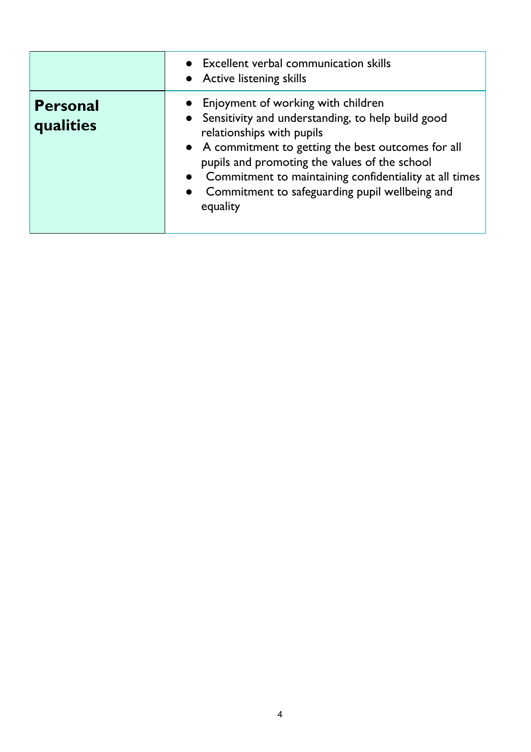| | |
|---|---|
| | • Excellent verbal communication skills<br>• Active listening skills |
| **Personal qualities** | • Enjoyment of working with children<br>• Sensitivity and understanding, to help build good relationships with pupils<br>• A commitment to getting the best outcomes for all pupils and promoting the values of the school<br>• Commitment to maintaining confidentiality at all times<br>• Commitment to safeguarding pupil wellbeing and equality |